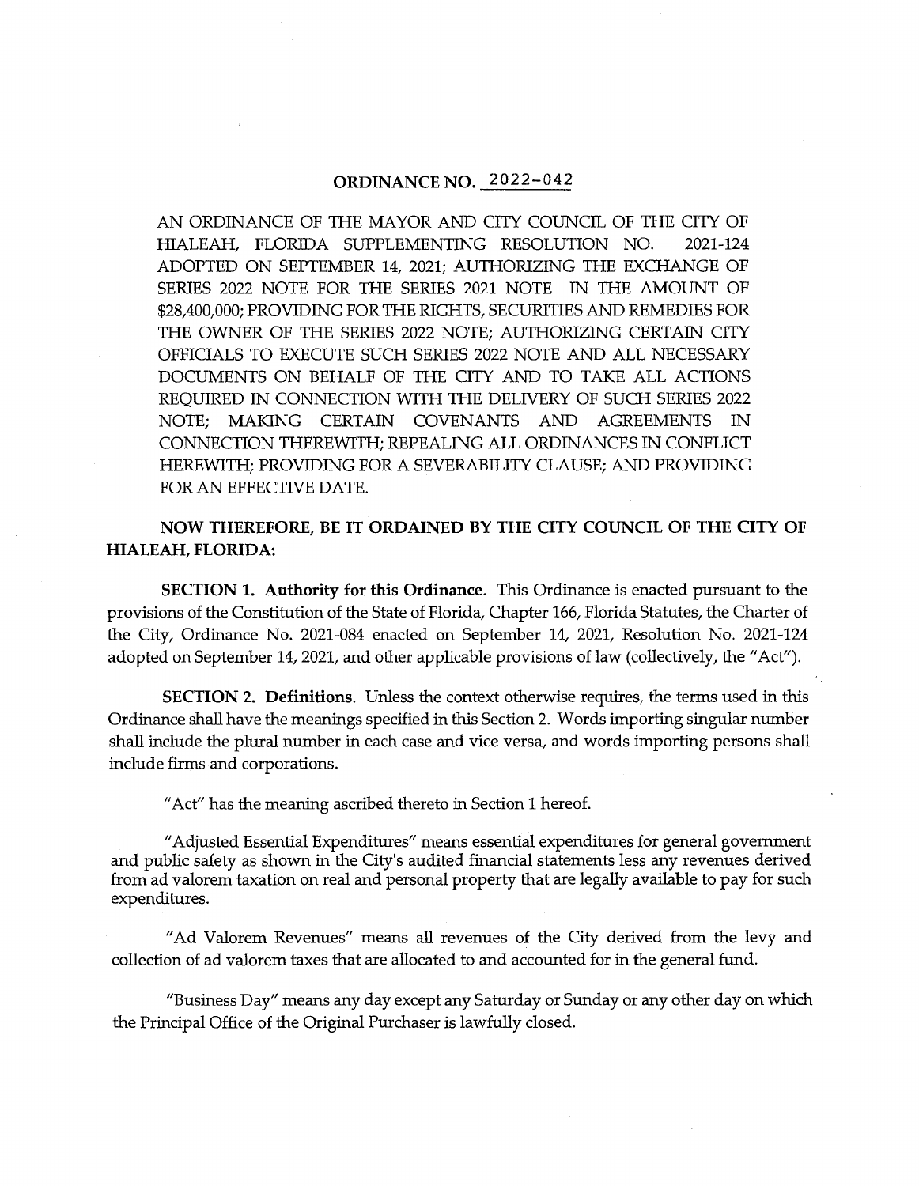# ORDINANCE NO. 2022-042

AN ORDINANCE OF THE MAYOR AND CITY COUNCIL OF THE CITY OF HIALEAH, FLORIDA SUPPLEMENTING RESOLUTION NO. 2021-124 ADOPTED ON SEPTEMBER 14, 2021; AUTHORIZING THE EXCHANGE OF SERIES 2022 NOTE FOR THE SERIES 2021 NOTE IN THE AMOUNT OF $28,400,000; PROVIDING FOR THE RIGHTS, SECURITIES AND REMEDIES FOR THE OWNER OF THE SERIES 2022 NOTE; AUTHORIZING CERTAIN CITY OFFICIALS TO EXECUTE SUCH SERIES 2022 NOTE AND ALL NECESSARY DOCUMENTS ON BEHALF OF THE CITY AND TO TAKE ALL ACTIONS REQUIRED IN CONNECTION WITH THE DELIVERY OF SUCH SERIES 2022 NOTE; MAKING CERTAIN COVENANTS AND AGREEMENTS IN CONNECTION THEREWITH; REPEALING ALL ORDINANCES IN CONFLICT HEREWITH; PROVIDING FOR A SEVERABILITY CLAUSE; AND PROVIDING FOR AN EFFECTIVE DATE.

**NOW THEREFORE, BE IT ORDAINED BY THE CITY COUNCIL OF THE CITY OF HIALEAH, FLORIDA:**

**SECTION 1. Authority for this Ordinance.** This Ordinance is enacted pursuant to the provisions of the Constitution of the State of Florida, Chapter 166, Florida Statutes, the Charter of the City, Ordinance No. 2021-084 enacted on September 14, 2021, Resolution No. 2021-124 adopted on September 14, 2021, and other applicable provisions of law (collectively, the "Act").

**SECTION 2. Definitions.** Unless the context otherwise requires, the terms used in this Ordinance shall have the meanings specified in this Section 2. Words importing singular number shall include the plural number in each case and vice versa, and words importing persons shall include firms and corporations.

"Act" has the meaning ascribed thereto in Section 1 hereof.

"Adjusted Essential Expenditures" means essential expenditures for general government and public safety as shown in the City's audited financial statements less any revenues derived from ad valorem taxation on real and personal property that are legally available to pay for such expenditures.

"Ad Valorem Revenues" means all revenues of the City derived from the levy and collection of ad valorem taxes that are allocated to and accounted for in the general fund.

"Business Day" means any day except any Saturday or Sunday or any other day on which the Principal Office of the Original Purchaser is lawfully closed.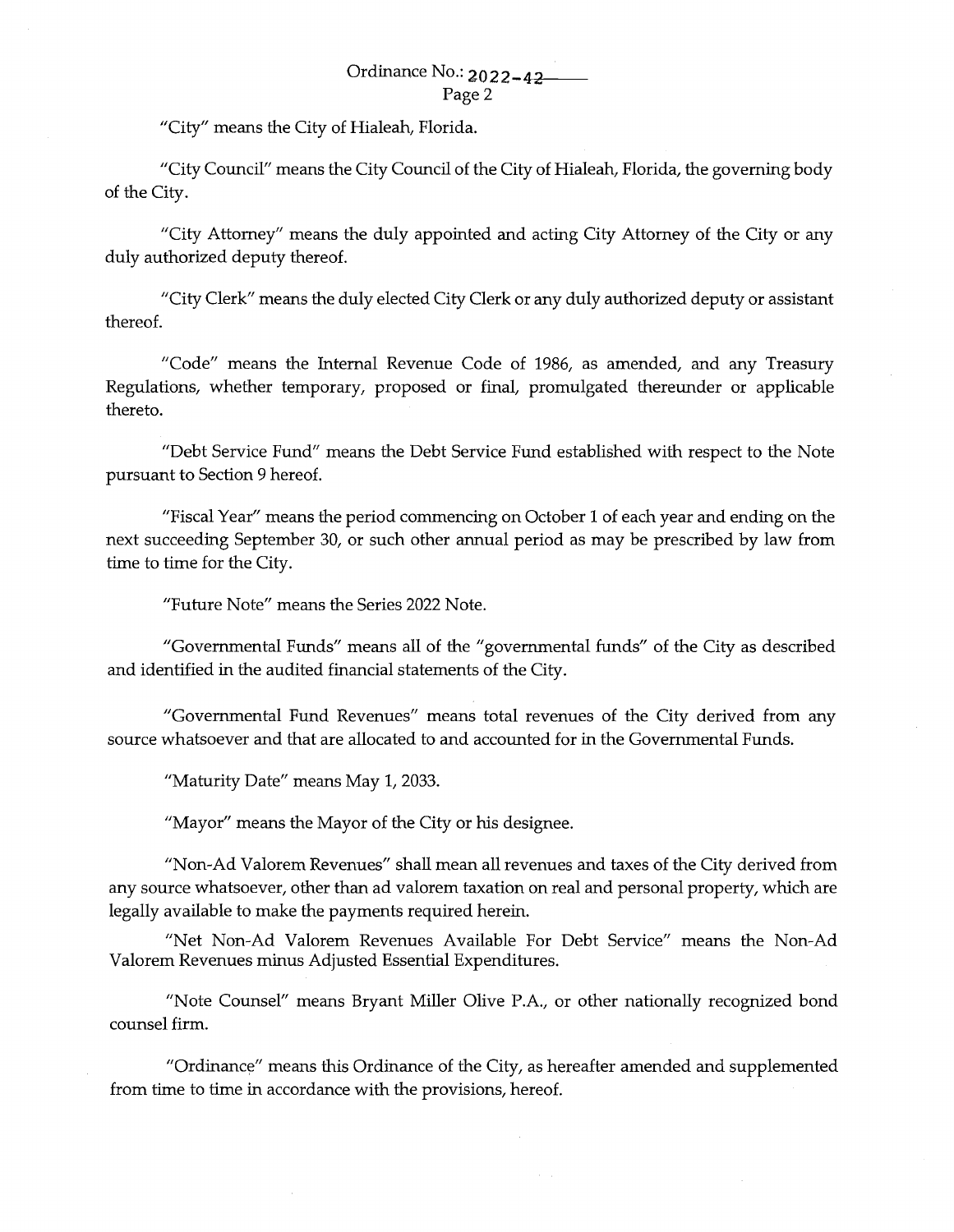"City" means the City of Hialeah, Florida.

"City Council" means the City Council of the City of Hialeah, Florida, the governing body of the City.

"City Attorney" means the duly appointed and acting City Attorney of the City or any duly authorized deputy thereof.

"City Clerk" means the duly elected City Clerk or any duly authorized deputy or assistant thereof.

"Code" means the Internal Revenue Code of 1986, as amended, and any Treasury Regulations, whether temporary, proposed or final, promulgated thereunder or applicable thereto.

"Debt Service Fund" means the Debt Service Fund established with respect to the Note pursuant to Section 9 hereof.

"Fiscal Year" means the period commencing on October 1 of each year and ending on the next succeeding September 30, or such other annual period as may be prescribed by law from time to time for the City.

"Future Note" means the Series 2022 Note.

"Governmental Funds" means all of the "governmental funds" of the City as described and identified in the audited financial statements of the City.

"Governmental Fund Revenues" means total revenues of the City derived from any source whatsoever and that are allocated to and accounted for in the Governmental Funds.

"Maturity Date" means May 1, 2033.

"Mayor" means the Mayor of the City or his designee.

"Non-Ad Valorem Revenues" shall mean all revenues and taxes of the City derived from any source whatsoever, other than ad valorem taxation on real and personal property, which are legally available to make the payments required herein.

"Net Non-Ad Valorem Revenues Available For Debt Service" means the Non-Ad Valorem Revenues minus Adjusted Essential Expenditures.

"Note Counsel" means Bryant Miller Olive P.A., or other nationally recognized bond counsel firm.

"Ordinance" means this Ordinance of the City, as hereafter amended and supplemented from time to time in accordance with the provisions, hereof.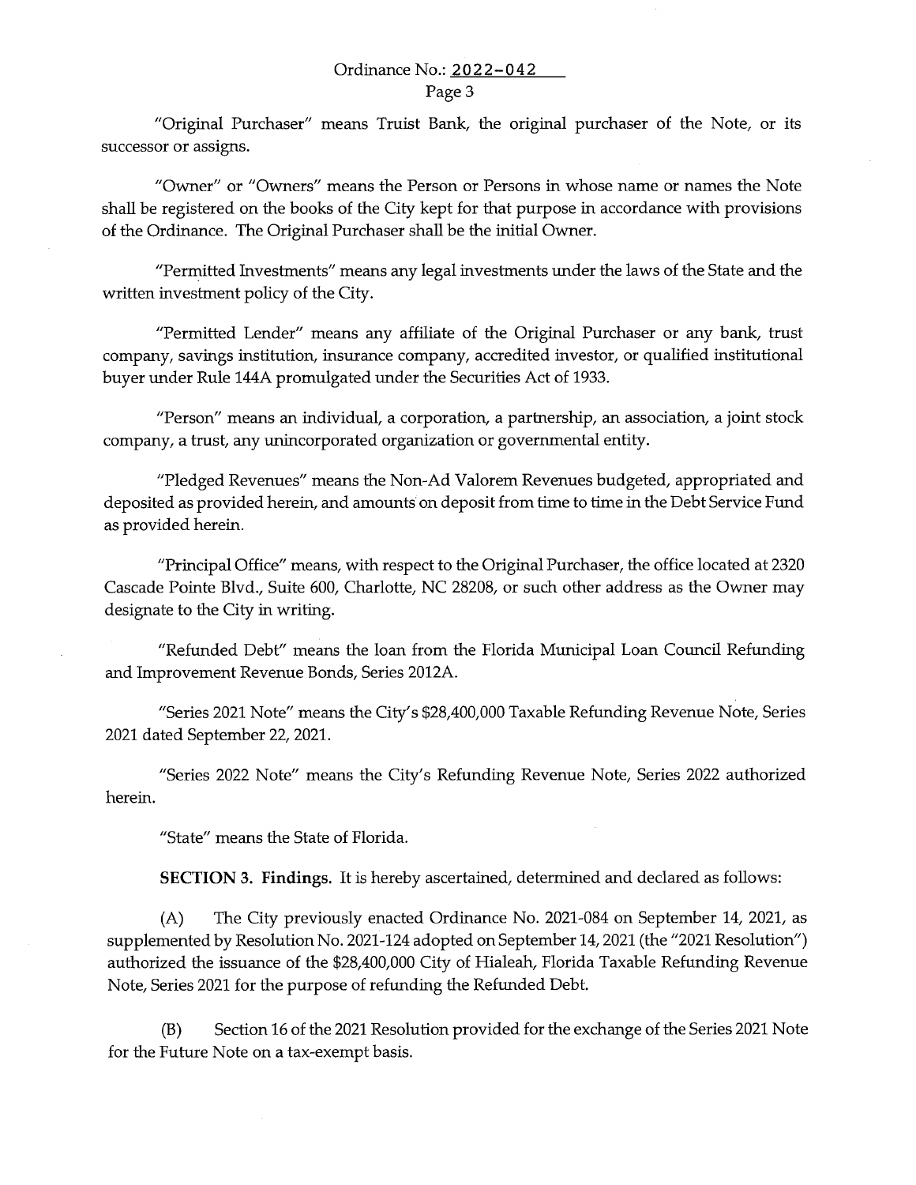"Original Purchaser" means Truist Bank, the original purchaser of the Note, or its successor or assigns.

"Owner" or "Owners" means the Person or Persons in whose name or names the Note shall be registered on the books of the City kept for that purpose in accordance with provisions of the Ordinance. The Original Purchaser shall be the initial Owner.

"Permitted Investments" means any legal investments under the laws of the State and the written investment policy of the City.

"Permitted Lender" means any affiliate of the Original Purchaser or any bank, trust company, savings institution, insurance company, accredited investor, or qualified institutional buyer under Rule 144A promulgated under the Securities Act of 1933.

"Person" means an individual, a corporation, a partnership, an association, a joint stock company, a trust, any unincorporated organization or governmental entity.

"Pledged Revenues" means the Non-Ad Valorem Revenues budgeted, appropriated and deposited as provided herein, and amounts on deposit from time to time in the Debt Service Fund as provided herein.

"Principal Office" means, with respect to the Original Purchaser, the office located at 2320 Cascade Pointe Blvd., Suite 600, Charlotte, NC 28208, or such other address as the Owner may designate to the City in writing.

"Refunded Debt" means the loan from the Florida Municipal Loan Council Refunding and Improvement Revenue Bonds, Series 2012A.

"Series 2021 Note" means the City's $28,400,000 Taxable Refunding Revenue Note, Series 2021 dated September 22, 2021.

"Series 2022 Note" means the City's Refunding Revenue Note, Series 2022 authorized herein.

"State" means the State of Florida.

**SECTION 3. Findings.** It is hereby ascertained, determined and declared as follows:

(A) The City previously enacted Ordinance No. 2021-084 on September 14, 2021, as supplemented by Resolution No. 2021-124 adopted on September 14, 2021 (the "2021 Resolution") authorized the issuance of the $28,400,000 City of Hialeah, Florida Taxable Refunding Revenue Note, Series 2021 for the purpose of refunding the Refunded Debt.

(B) Section 16 of the 2021 Resolution provided for the exchange of the Series 2021 Note for the Future Note on a tax-exempt basis.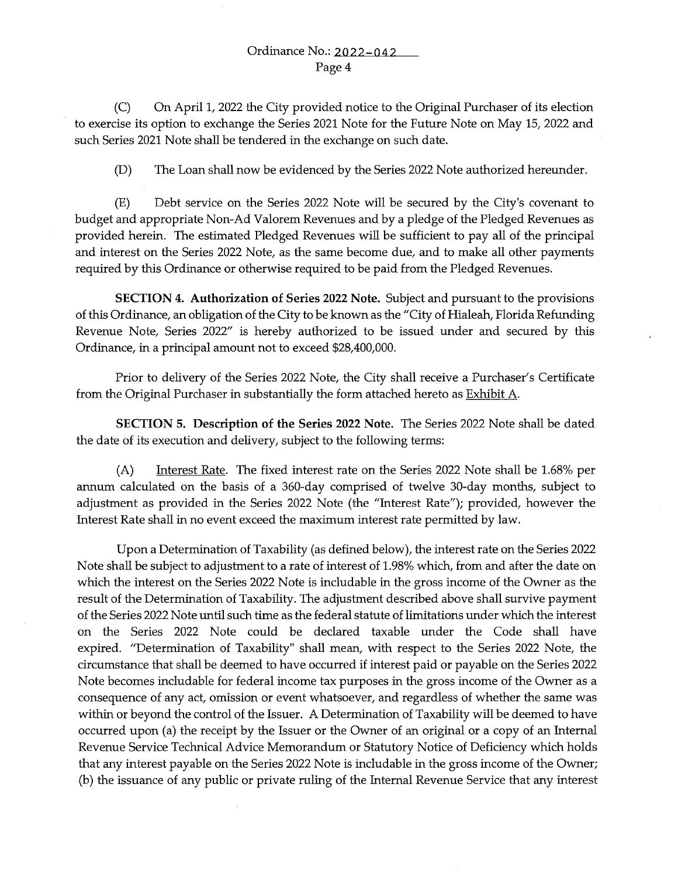(C) On April 1, 2022 the City provided notice to the Original Purchaser of its election to exercise its option to exchange the Series 2021 Note for the Future Note on May 15, 2022 and such Series 2021 Note shall be tendered in the exchange on such date.

(D) The Loan shall now be evidenced by the Series 2022 Note authorized hereunder.

(E) Debt service on the Series 2022 Note will be secured by the City's covenant to budget and appropriate Non-Ad Valorem Revenues and by a pledge of the Pledged Revenues as provided herein. The estimated Pledged Revenues will be sufficient to pay all of the principal and interest on the Series 2022 Note, as the same become due, and to make all other payments required by this Ordinance or otherwise required to be paid from the Pledged Revenues.

**SECTION 4. Authorization of Series 2022 Note.** Subject and pursuant to the provisions of this Ordinance, an obligation of the City to be known as the "City of Hialeah, Florida Refunding Revenue Note, Series 2022" is hereby authorized to be issued under and secured by this Ordinance, in a principal amount not to exceed $28,400,000.

Prior to delivery of the Series 2022 Note, the City shall receive a Purchaser's Certificate from the Original Purchaser in substantially the form attached hereto as Exhibit A.

**SECTION 5. Description of the Series 2022 Note.** The Series 2022 Note shall be dated the date of its execution and delivery, subject to the following terms:

(A) Interest Rate. The fixed interest rate on the Series 2022 Note shall be 1.68% per annum calculated on the basis of a 360-day comprised of twelve 30-day months, subject to adjustment as provided in the Series 2022 Note (the "Interest Rate"); provided, however the Interest Rate shall in no event exceed the maximum interest rate permitted by law.

Upon a Determination of Taxability (as defined below), the interest rate on the Series 2022 Note shall be subject to adjustment to a rate of interest of 1.98% which, from and after the date on which the interest on the Series 2022 Note is includable in the gross income of the Owner as the result of the Determination of Taxability. The adjustment described above shall survive payment of the Series 2022 Note until such time as the federal statute of limitations under which the interest on the Series 2022 Note could be declared taxable under the Code shall have expired. "Determination of Taxability" shall mean, with respect to the Series 2022 Note, the circumstance that shall be deemed to have occurred if interest paid or payable on the Series 2022 Note becomes includable for federal income tax purposes in the gross income of the Owner as a consequence of any act, omission or event whatsoever, and regardless of whether the same was within or beyond the control of the Issuer. A Determination of Taxability will be deemed to have occurred upon (a) the receipt by the Issuer or the Owner of an original or a copy of an Internal Revenue Service Technical Advice Memorandum or Statutory Notice of Deficiency which holds that any interest payable on the Series 2022 Note is includable in the gross income of the Owner; (b) the issuance of any public or private ruling of the Internal Revenue Service that any interest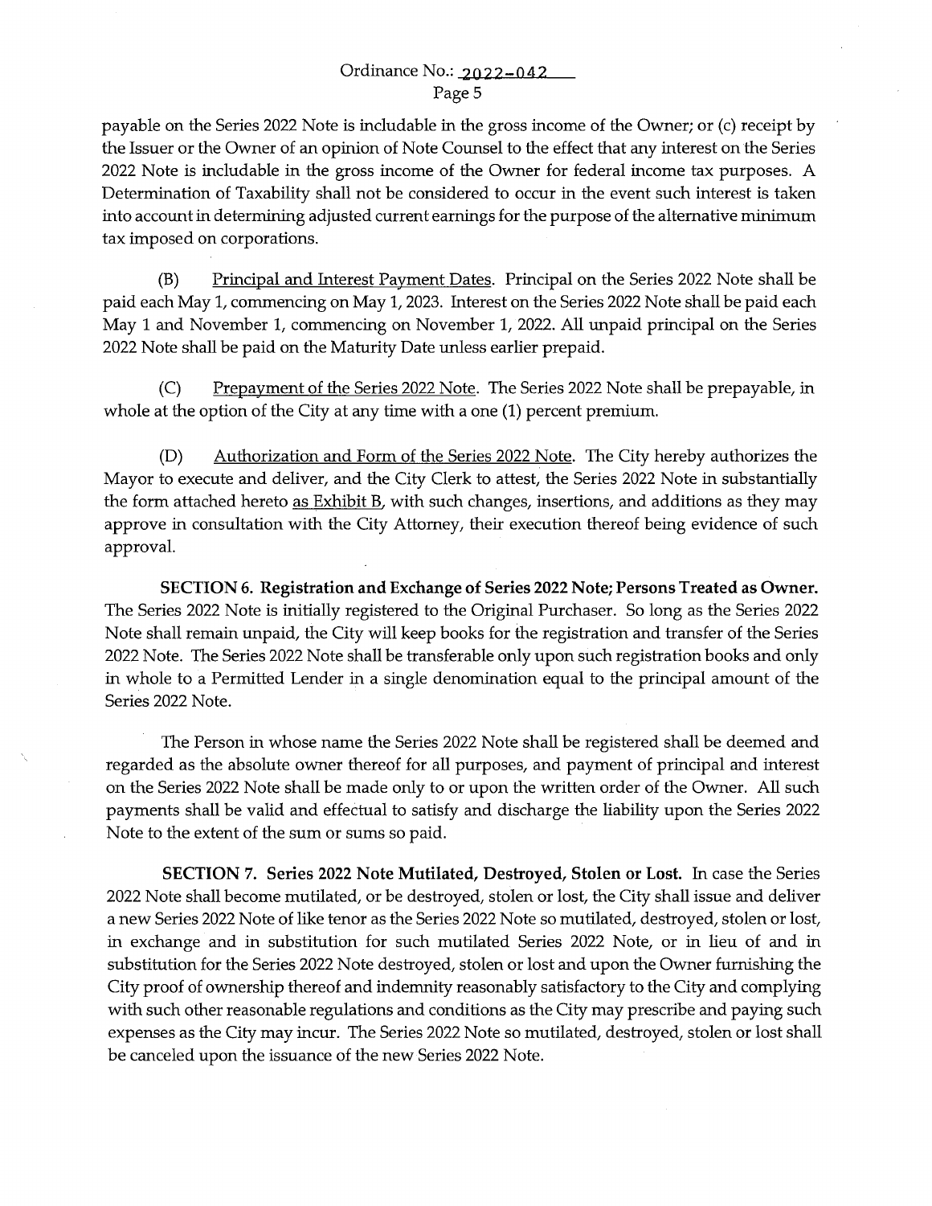payable on the Series 2022 Note is includable in the gross income of the Owner; or (c) receipt by the Issuer or the Owner of an opinion of Note Counsel to the effect that any interest on the Series 2022 Note is includable in the gross income of the Owner for federal income tax purposes. A Determination of Taxability shall not be considered to occur in the event such interest is taken into account in determining adjusted current earnings for the purpose of the alternative minimum tax imposed on corporations.

(B) Principal and Interest Payment Dates. Principal on the Series 2022 Note shall be paid each May 1, commencing on May 1, 2023. Interest on the Series 2022 Note shall be paid each May 1 and November 1, commencing on November 1, 2022. All unpaid principal on the Series 2022 Note shall be paid on the Maturity Date unless earlier prepaid.

(C) Prepayment of the Series 2022 Note. The Series 2022 Note shall be prepayable, in whole at the option of the City at any time with a one (1) percent premium.

(D) Authorization and Form of the Series 2022 Note. The City hereby authorizes the Mayor to execute and deliver, and the City Clerk to attest, the Series 2022 Note in substantially the form attached hereto as Exhibit B, with such changes, insertions, and additions as they may approve in consultation with the City Attorney, their execution thereof being evidence of such approval.

**SECTION 6. Registration and Exchange of Series 2022 Note; Persons Treated as Owner.** The Series 2022 Note is initially registered to the Original Purchaser. So long as the Series 2022 Note shall remain unpaid, the City will keep books for the registration and transfer of the Series 2022 Note. The Series 2022 Note shall be transferable only upon such registration books and only in whole to a Permitted Lender in a single denomination equal to the principal amount of the Series 2022 Note.

The Person in whose name the Series 2022 Note shall be registered shall be deemed and regarded as the absolute owner thereof for all purposes, and payment of principal and interest on the Series 2022 Note shall be made only to or upon the written order of the Owner. All such payments shall be valid and effectual to satisfy and discharge the liability upon the Series 2022 Note to the extent of the sum or sums so paid.

**SECTION 7. Series 2022 Note Mutilated, Destroyed, Stolen or Lost.** In case the Series 2022 Note shall become mutilated, or be destroyed, stolen or lost, the City shall issue and deliver a new Series 2022 Note of like tenor as the Series 2022 Note so mutilated, destroyed, stolen or lost, in exchange and in substitution for such mutilated Series 2022 Note, or in lieu of and in substitution for the Series 2022 Note destroyed, stolen or lost and upon the Owner furnishing the City proof of ownership thereof and indemnity reasonably satisfactory to the City and complying with such other reasonable regulations and conditions as the City may prescribe and paying such expenses as the City may incur. The Series 2022 Note so mutilated, destroyed, stolen or lost shall be canceled upon the issuance of the new Series 2022 Note.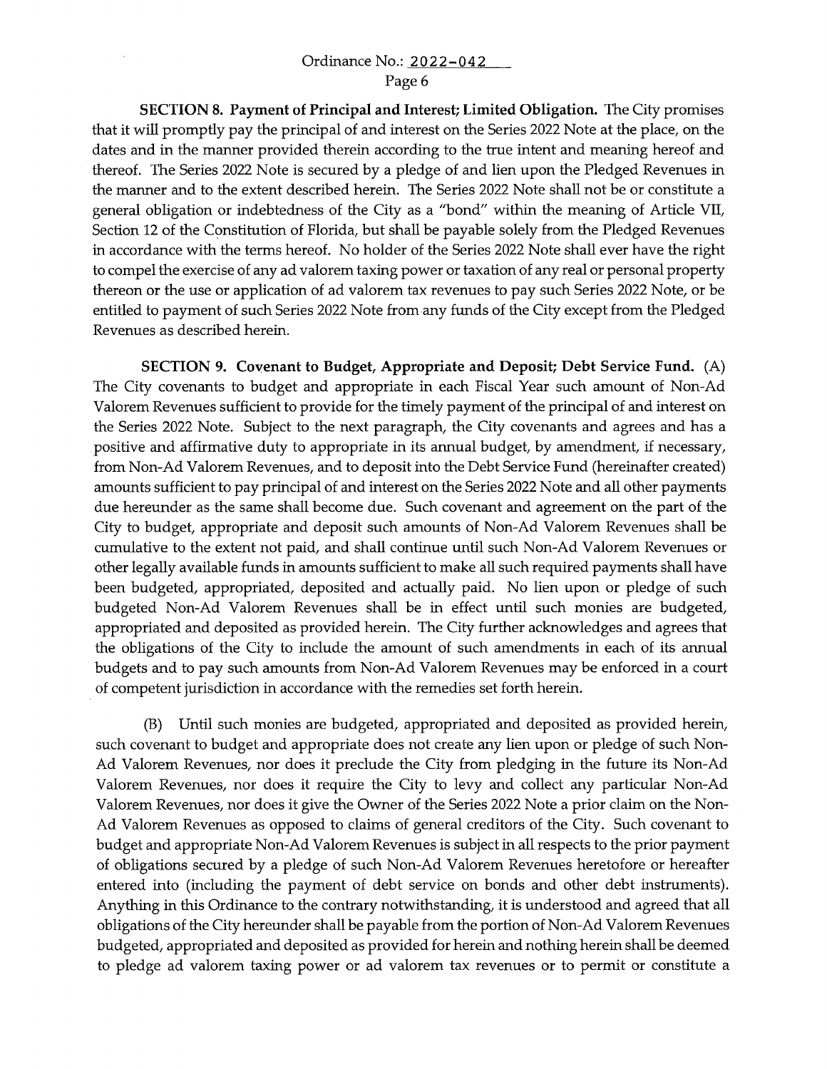**SECTION 8. Payment of Principal and Interest; Limited Obligation.** The City promises that it will promptly pay the principal of and interest on the Series 2022 Note at the place, on the dates and in the manner provided therein according to the true intent and meaning hereof and thereof. The Series 2022 Note is secured by a pledge of and lien upon the Pledged Revenues in the manner and to the extent described herein. The Series 2022 Note shall not be or constitute a general obligation or indebtedness of the City as a "bond" within the meaning of Article VII, Section 12 of the Constitution of Florida, but shall be payable solely from the Pledged Revenues in accordance with the terms hereof. No holder of the Series 2022 Note shall ever have the right to compel the exercise of any ad valorem taxing power or taxation of any real or personal property thereon or the use or application of ad valorem tax revenues to pay such Series 2022 Note, or be entitled to payment of such Series 2022 Note from any funds of the City except from the Pledged Revenues as described herein.

**SECTION 9. Covenant to Budget, Appropriate and Deposit; Debt Service Fund.** (A) The City covenants to budget and appropriate in each Fiscal Year such amount of Non-Ad Valorem Revenues sufficient to provide for the timely payment of the principal of and interest on the Series 2022 Note. Subject to the next paragraph, the City covenants and agrees and has a positive and affirmative duty to appropriate in its annual budget, by amendment, if necessary, from Non-Ad Valorem Revenues, and to deposit into the Debt Service Fund (hereinafter created) amounts sufficient to pay principal of and interest on the Series 2022 Note and all other payments due hereunder as the same shall become due. Such covenant and agreement on the part of the City to budget, appropriate and deposit such amounts of Non-Ad Valorem Revenues shall be cumulative to the extent not paid, and shall continue until such Non-Ad Valorem Revenues or other legally available funds in amounts sufficient to make all such required payments shall have been budgeted, appropriated, deposited and actually paid. No lien upon or pledge of such budgeted Non-Ad Valorem Revenues shall be in effect until such monies are budgeted, appropriated and deposited as provided herein. The City further acknowledges and agrees that the obligations of the City to include the amount of such amendments in each of its annual budgets and to pay such amounts from Non-Ad Valorem Revenues may be enforced in a court of competent jurisdiction in accordance with the remedies set forth herein.

(B) Until such monies are budgeted, appropriated and deposited as provided herein, such covenant to budget and appropriate does not create any lien upon or pledge of such Non-Ad Valorem Revenues, nor does it preclude the City from pledging in the future its Non-Ad Valorem Revenues, nor does it require the City to levy and collect any particular Non-Ad Valorem Revenues, nor does it give the Owner of the Series 2022 Note a prior claim on the Non-Ad Valorem Revenues as opposed to claims of general creditors of the City. Such covenant to budget and appropriate Non-Ad Valorem Revenues is subject in all respects to the prior payment of obligations secured by a pledge of such Non-Ad Valorem Revenues heretofore or hereafter entered into (including the payment of debt service on bonds and other debt instruments). Anything in this Ordinance to the contrary notwithstanding, it is understood and agreed that all obligations of the City hereunder shall be payable from the portion of Non-Ad Valorem Revenues budgeted, appropriated and deposited as provided for herein and nothing herein shall be deemed to pledge ad valorem taxing power or ad valorem tax revenues or to permit or constitute a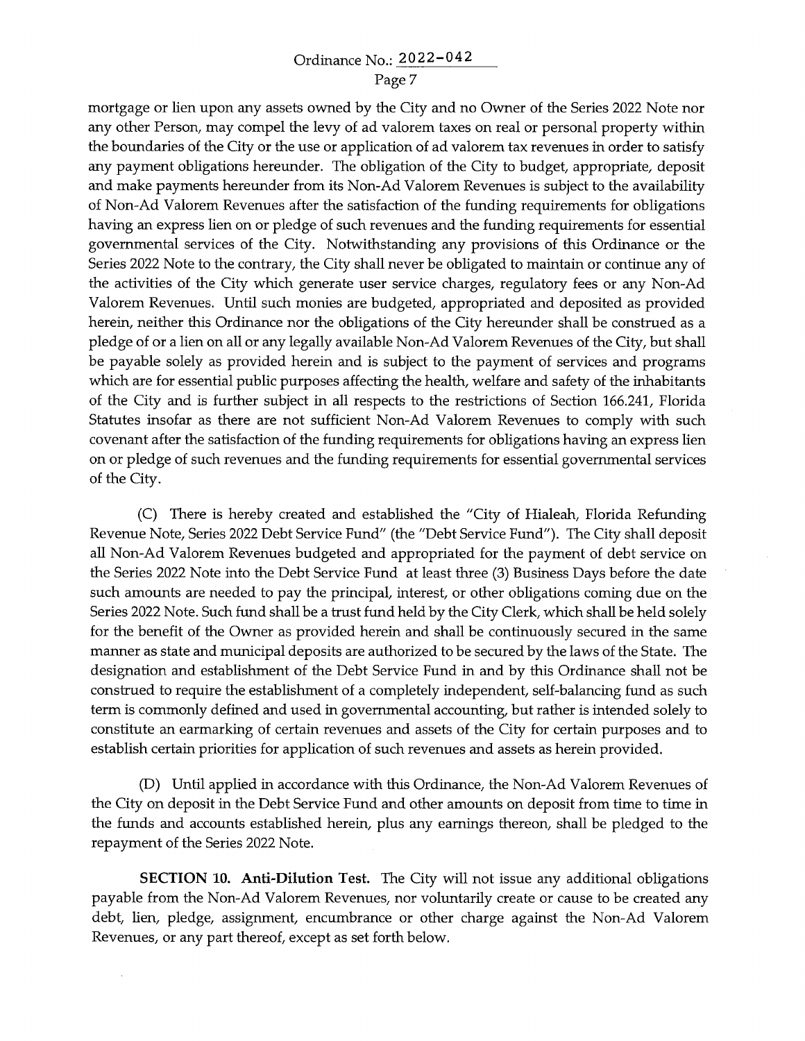mortgage or lien upon any assets owned by the City and no Owner of the Series 2022 Note nor any other Person, may compel the levy of ad valorem taxes on real or personal property within the boundaries of the City or the use or application of ad valorem tax revenues in order to satisfy any payment obligations hereunder. The obligation of the City to budget, appropriate, deposit and make payments hereunder from its Non-Ad Valorem Revenues is subject to the availability of Non-Ad Valorem Revenues after the satisfaction of the funding requirements for obligations having an express lien on or pledge of such revenues and the funding requirements for essential governmental services of the City. Notwithstanding any provisions of this Ordinance or the Series 2022 Note to the contrary, the City shall never be obligated to maintain or continue any of the activities of the City which generate user service charges, regulatory fees or any Non-Ad Valorem Revenues. Until such monies are budgeted, appropriated and deposited as provided herein, neither this Ordinance nor the obligations of the City hereunder shall be construed as a pledge of or a lien on all or any legally available Non-Ad Valorem Revenues of the City, but shall be payable solely as provided herein and is subject to the payment of services and programs which are for essential public purposes affecting the health, welfare and safety of the inhabitants of the City and is further subject in all respects to the restrictions of Section 166.241, Florida Statutes insofar as there are not sufficient Non-Ad Valorem Revenues to comply with such covenant after the satisfaction of the funding requirements for obligations having an express lien on or pledge of such revenues and the funding requirements for essential governmental services of the City.

(C) There is hereby created and established the "City of Hialeah, Florida Refunding Revenue Note, Series 2022 Debt Service Fund" (the "Debt Service Fund"). The City shall deposit all Non-Ad Valorem Revenues budgeted and appropriated for the payment of debt service on the Series 2022 Note into the Debt Service Fund at least three (3) Business Days before the date such amounts are needed to pay the principal, interest, or other obligations coming due on the Series 2022 Note. Such fund shall be a trust fund held by the City Clerk, which shall be held solely for the benefit of the Owner as provided herein and shall be continuously secured in the same manner as state and municipal deposits are authorized to be secured by the laws of the State. The designation and establishment of the Debt Service Fund in and by this Ordinance shall not be construed to require the establishment of a completely independent, self-balancing fund as such term is commonly defined and used in governmental accounting, but rather is intended solely to constitute an earmarking of certain revenues and assets of the City for certain purposes and to establish certain priorities for application of such revenues and assets as herein provided.

(D) Until applied in accordance with this Ordinance, the Non-Ad Valorem Revenues of the City on deposit in the Debt Service Fund and other amounts on deposit from time to time in the funds and accounts established herein, plus any earnings thereon, shall be pledged to the repayment of the Series 2022 Note.

**SECTION 10. Anti-Dilution Test.** The City will not issue any additional obligations payable from the Non-Ad Valorem Revenues, nor voluntarily create or cause to be created any debt, lien, pledge, assignment, encumbrance or other charge against the Non-Ad Valorem Revenues, or any part thereof, except as set forth below.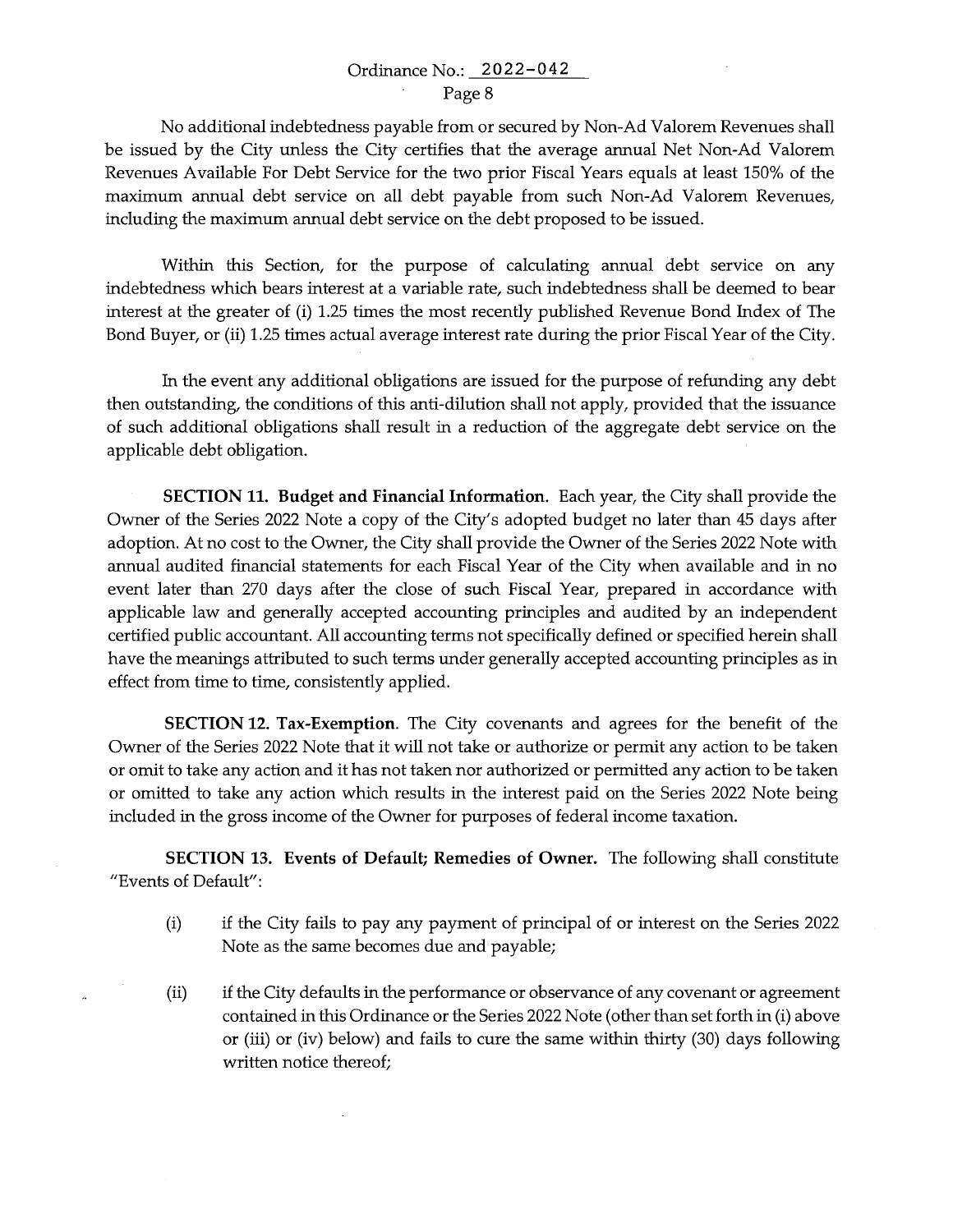No additional indebtedness payable from or secured by Non-Ad Valorem Revenues shall be issued by the City unless the City certifies that the average annual Net Non-Ad Valorem Revenues Available For Debt Service for the two prior Fiscal Years equals at least 150% of the maximum annual debt service on all debt payable from such Non-Ad Valorem Revenues, including the maximum annual debt service on the debt proposed to be issued.

Within this Section, for the purpose of calculating annual debt service on any indebtedness which bears interest at a variable rate, such indebtedness shall be deemed to bear interest at the greater of (i) 1.25 times the most recently published Revenue Bond Index of The Bond Buyer, or (ii) 1.25 times actual average interest rate during the prior Fiscal Year of the City.

In the event any additional obligations are issued for the purpose of refunding any debt then outstanding, the conditions of this anti-dilution shall not apply, provided that the issuance of such additional obligations shall result in a reduction of the aggregate debt service on the applicable debt obligation.

**SECTION 11. Budget and Financial Information.** Each year, the City shall provide the Owner of the Series 2022 Note a copy of the City's adopted budget no later than 45 days after adoption. At no cost to the Owner, the City shall provide the Owner of the Series 2022 Note with annual audited financial statements for each Fiscal Year of the City when available and in no event later than 270 days after the close of such Fiscal Year, prepared in accordance with applicable law and generally accepted accounting principles and audited by an independent certified public accountant. All accounting terms not specifically defined or specified herein shall have the meanings attributed to such terms under generally accepted accounting principles as in effect from time to time, consistently applied.

**SECTION 12. Tax-Exemption.** The City covenants and agrees for the benefit of the Owner of the Series 2022 Note that it will not take or authorize or permit any action to be taken or omit to take any action and it has not taken nor authorized or permitted any action to be taken or omitted to take any action which results in the interest paid on the Series 2022 Note being included in the gross income of the Owner for purposes of federal income taxation.

**SECTION 13. Events of Default; Remedies of Owner.** The following shall constitute "Events of Default":

(i) if the City fails to pay any payment of principal of or interest on the Series 2022 Note as the same becomes due and payable;

(ii) if the City defaults in the performance or observance of any covenant or agreement contained in this Ordinance or the Series 2022 Note (other than set forth in (i) above or (iii) or (iv) below) and fails to cure the same within thirty (30) days following written notice thereof;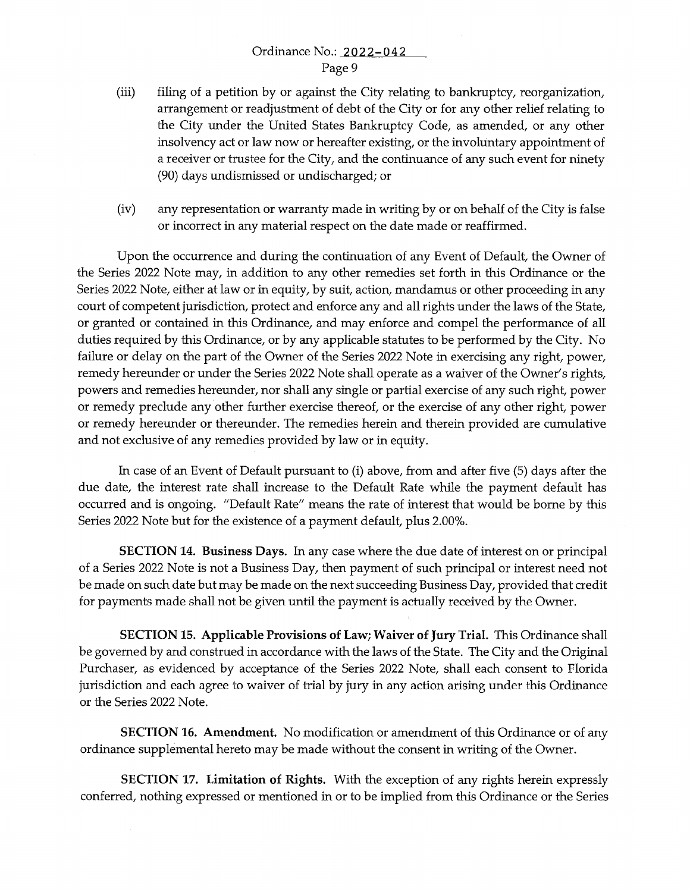(iii) filing of a petition by or against the City relating to bankruptcy, reorganization, arrangement or readjustment of debt of the City or for any other relief relating to the City under the United States Bankruptcy Code, as amended, or any other insolvency act or law now or hereafter existing, or the involuntary appointment of a receiver or trustee for the City, and the continuance of any such event for ninety (90) days undismissed or undischarged; or

(iv) any representation or warranty made in writing by or on behalf of the City is false or incorrect in any material respect on the date made or reaffirmed.

Upon the occurrence and during the continuation of any Event of Default, the Owner of the Series 2022 Note may, in addition to any other remedies set forth in this Ordinance or the Series 2022 Note, either at law or in equity, by suit, action, mandamus or other proceeding in any court of competent jurisdiction, protect and enforce any and all rights under the laws of the State, or granted or contained in this Ordinance, and may enforce and compel the performance of all duties required by this Ordinance, or by any applicable statutes to be performed by the City. No failure or delay on the part of the Owner of the Series 2022 Note in exercising any right, power, remedy hereunder or under the Series 2022 Note shall operate as a waiver of the Owner's rights, powers and remedies hereunder, nor shall any single or partial exercise of any such right, power or remedy preclude any other further exercise thereof, or the exercise of any other right, power or remedy hereunder or thereunder. The remedies herein and therein provided are cumulative and not exclusive of any remedies provided by law or in equity.

In case of an Event of Default pursuant to (i) above, from and after five (5) days after the due date, the interest rate shall increase to the Default Rate while the payment default has occurred and is ongoing. "Default Rate" means the rate of interest that would be borne by this Series 2022 Note but for the existence of a payment default, plus 2.00%.

**SECTION 14. Business Days.** In any case where the due date of interest on or principal of a Series 2022 Note is not a Business Day, then payment of such principal or interest need not be made on such date but may be made on the next succeeding Business Day, provided that credit for payments made shall not be given until the payment is actually received by the Owner.

**SECTION 15. Applicable Provisions of Law; Waiver of Jury Trial.** This Ordinance shall be governed by and construed in accordance with the laws of the State. The City and the Original Purchaser, as evidenced by acceptance of the Series 2022 Note, shall each consent to Florida jurisdiction and each agree to waiver of trial by jury in any action arising under this Ordinance or the Series 2022 Note.

**SECTION 16. Amendment.** No modification or amendment of this Ordinance or of any ordinance supplemental hereto may be made without the consent in writing of the Owner.

**SECTION 17. Limitation of Rights.** With the exception of any rights herein expressly conferred, nothing expressed or mentioned in or to be implied from this Ordinance or the Series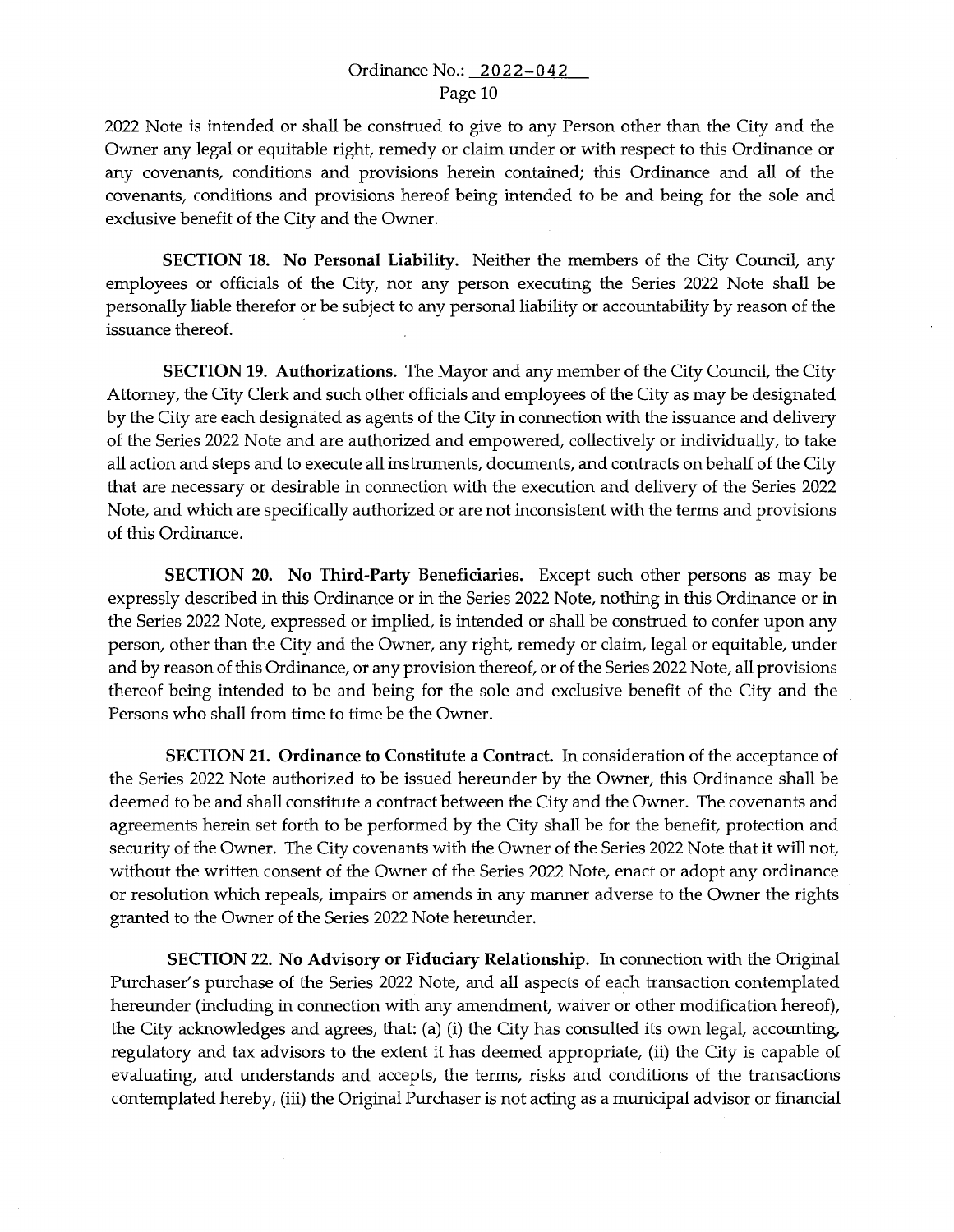2022 Note is intended or shall be construed to give to any Person other than the City and the Owner any legal or equitable right, remedy or claim under or with respect to this Ordinance or any covenants, conditions and provisions herein contained; this Ordinance and all of the covenants, conditions and provisions hereof being intended to be and being for the sole and exclusive benefit of the City and the Owner.

**SECTION 18. No Personal Liability.** Neither the members of the City Council, any employees or officials of the City, nor any person executing the Series 2022 Note shall be personally liable therefor or be subject to any personal liability or accountability by reason of the issuance thereof.

**SECTION 19. Authorizations.** The Mayor and any member of the City Council, the City Attorney, the City Clerk and such other officials and employees of the City as may be designated by the City are each designated as agents of the City in connection with the issuance and delivery of the Series 2022 Note and are authorized and empowered, collectively or individually, to take all action and steps and to execute all instruments, documents, and contracts on behalf of the City that are necessary or desirable in connection with the execution and delivery of the Series 2022 Note, and which are specifically authorized or are not inconsistent with the terms and provisions of this Ordinance.

**SECTION 20. No Third-Party Beneficiaries.** Except such other persons as may be expressly described in this Ordinance or in the Series 2022 Note, nothing in this Ordinance or in the Series 2022 Note, expressed or implied, is intended or shall be construed to confer upon any person, other than the City and the Owner, any right, remedy or claim, legal or equitable, under and by reason of this Ordinance, or any provision thereof, or of the Series 2022 Note, all provisions thereof being intended to be and being for the sole and exclusive benefit of the City and the Persons who shall from time to time be the Owner.

**SECTION 21. Ordinance to Constitute a Contract.** In consideration of the acceptance of the Series 2022 Note authorized to be issued hereunder by the Owner, this Ordinance shall be deemed to be and shall constitute a contract between the City and the Owner. The covenants and agreements herein set forth to be performed by the City shall be for the benefit, protection and security of the Owner. The City covenants with the Owner of the Series 2022 Note that it will not, without the written consent of the Owner of the Series 2022 Note, enact or adopt any ordinance or resolution which repeals, impairs or amends in any manner adverse to the Owner the rights granted to the Owner of the Series 2022 Note hereunder.

**SECTION 22. No Advisory or Fiduciary Relationship.** In connection with the Original Purchaser's purchase of the Series 2022 Note, and all aspects of each transaction contemplated hereunder (including in connection with any amendment, waiver or other modification hereof), the City acknowledges and agrees, that: (a) (i) the City has consulted its own legal, accounting, regulatory and tax advisors to the extent it has deemed appropriate, (ii) the City is capable of evaluating, and understands and accepts, the terms, risks and conditions of the transactions contemplated hereby, (iii) the Original Purchaser is not acting as a municipal advisor or financial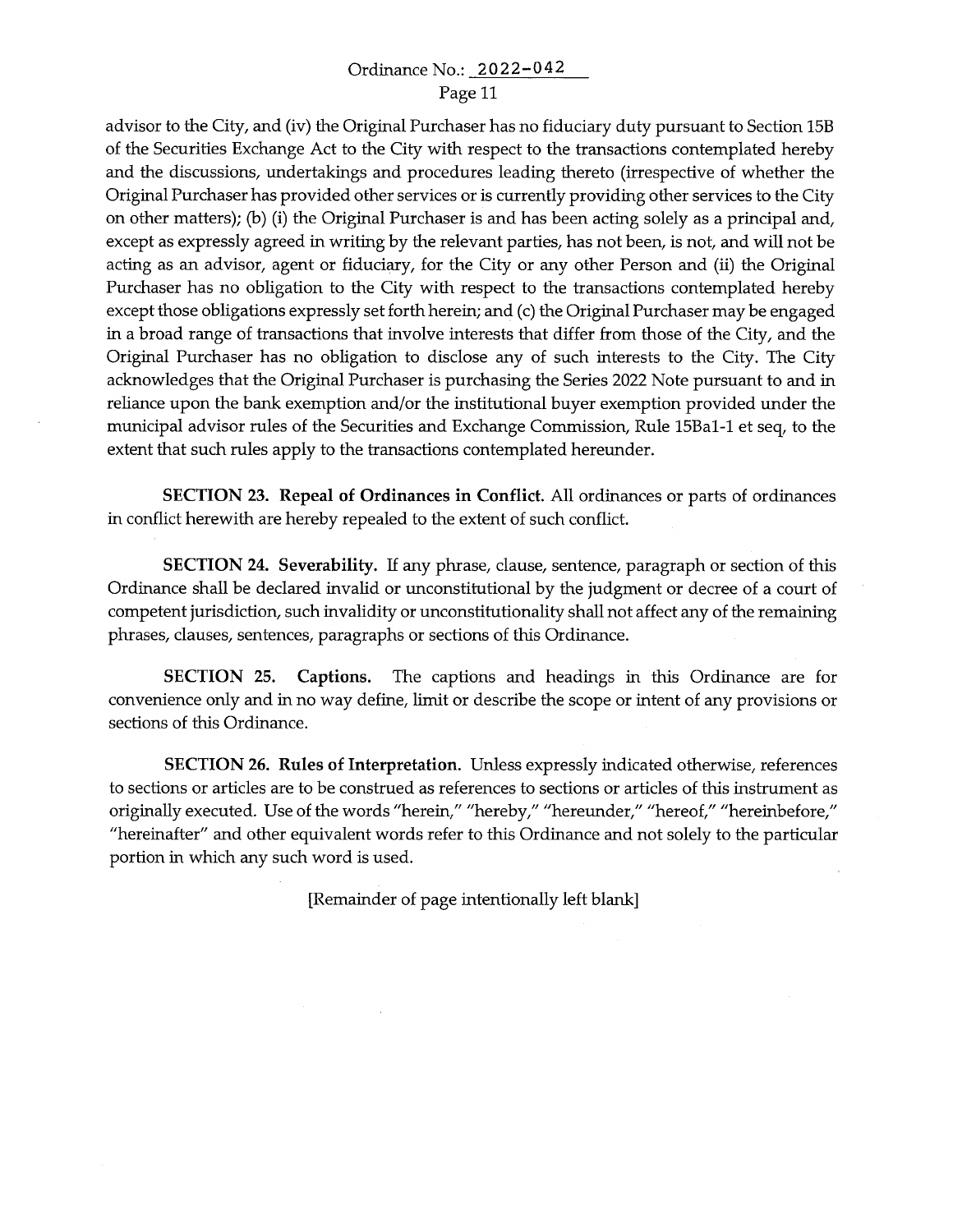advisor to the City, and (iv) the Original Purchaser has no fiduciary duty pursuant to Section 15B of the Securities Exchange Act to the City with respect to the transactions contemplated hereby and the discussions, undertakings and procedures leading thereto (irrespective of whether the Original Purchaser has provided other services or is currently providing other services to the City on other matters); (b) (i) the Original Purchaser is and has been acting solely as a principal and, except as expressly agreed in writing by the relevant parties, has not been, is not, and will not be acting as an advisor, agent or fiduciary, for the City or any other Person and (ii) the Original Purchaser has no obligation to the City with respect to the transactions contemplated hereby except those obligations expressly set forth herein; and (c) the Original Purchaser may be engaged in a broad range of transactions that involve interests that differ from those of the City, and the Original Purchaser has no obligation to disclose any of such interests to the City. The City acknowledges that the Original Purchaser is purchasing the Series 2022 Note pursuant to and in reliance upon the bank exemption and/or the institutional buyer exemption provided under the municipal advisor rules of the Securities and Exchange Commission, Rule 15Ba1-1 et seq, to the extent that such rules apply to the transactions contemplated hereunder.

**SECTION 23. Repeal of Ordinances in Conflict.** All ordinances or parts of ordinances in conflict herewith are hereby repealed to the extent of such conflict.

**SECTION 24. Severability.** If any phrase, clause, sentence, paragraph or section of this Ordinance shall be declared invalid or unconstitutional by the judgment or decree of a court of competent jurisdiction, such invalidity or unconstitutionality shall not affect any of the remaining phrases, clauses, sentences, paragraphs or sections of this Ordinance.

**SECTION 25. Captions.** The captions and headings in this Ordinance are for convenience only and in no way define, limit or describe the scope or intent of any provisions or sections of this Ordinance.

**SECTION 26. Rules of Interpretation.** Unless expressly indicated otherwise, references to sections or articles are to be construed as references to sections or articles of this instrument as originally executed. Use of the words "herein," "hereby," "hereunder," "hereof," "hereinbefore," "hereinafter" and other equivalent words refer to this Ordinance and not solely to the particular portion in which any such word is used.

[Remainder of page intentionally left blank]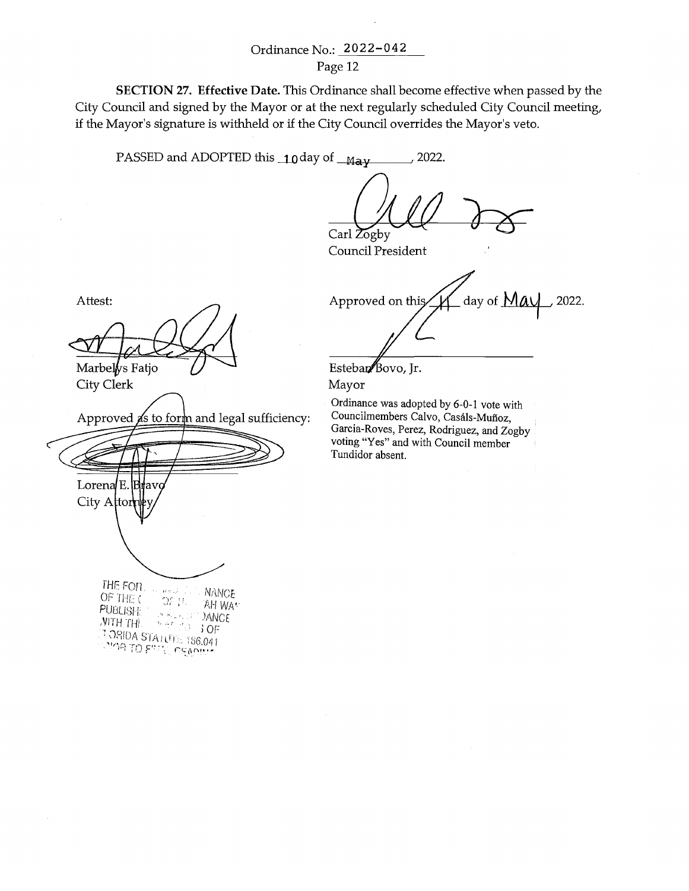Ordinance No.: 2022-042

**SECTION 27. Effective Date.** This Ordinance shall become effective when passed by the City Council and signed by the Mayor or at the next regularly scheduled City Council meeting, if the Mayor's signature is withheld or if the City Council overrides the Mayor's veto.

PASSED and ADOPTED this 10 day of May, 2022.

Carl Zogby
Council President

Attest:

Marbelys Fatjo
City Clerk

Approved on this 11 day of May, 2022.

Esteban Bovo, Jr.
Mayor

Approved as to form and legal sufficiency:

Lorena E. Bravo
City Attorney

Ordinance was adopted by 6-0-1 vote with Councilmembers Calvo, Casáls-Muñoz, Garcia-Roves, Perez, Rodriguez, and Zogby voting "Yes" and with Council member Tundidor absent.

THE FOR... NANCE OF THE ... AH WA... PUBLISH... DANCE WITH THE ... OF FLORIDA STATUTE 166.041 PRIOR TO FINAL READING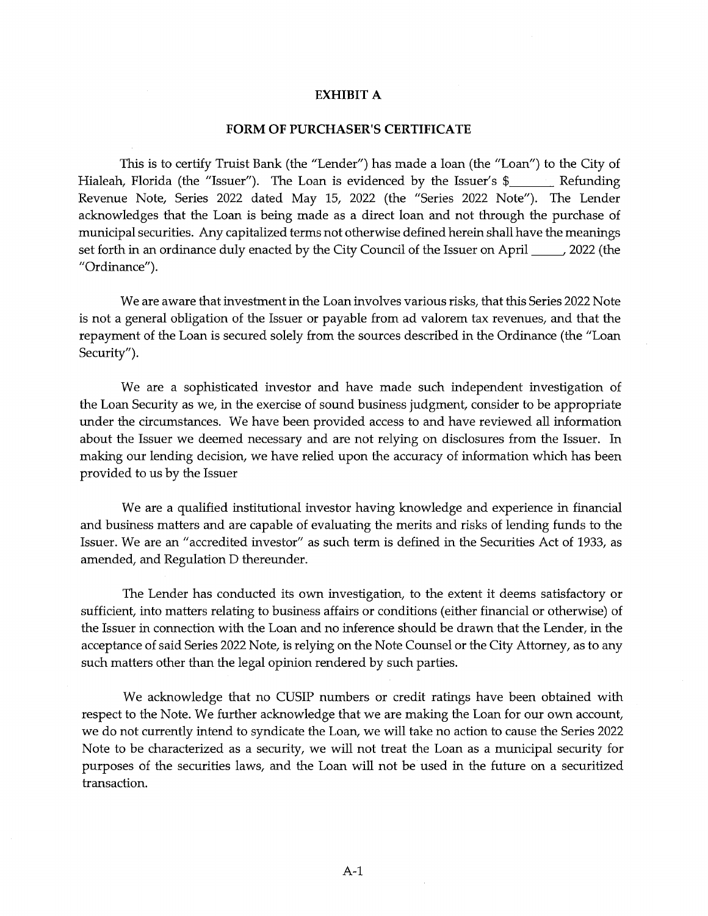# EXHIBIT A

## FORM OF PURCHASER'S CERTIFICATE

This is to certify Truist Bank (the "Lender") has made a loan (the "Loan") to the City of Hialeah, Florida (the "Issuer"). The Loan is evidenced by the Issuer's $_______ Refunding Revenue Note, Series 2022 dated May 15, 2022 (the "Series 2022 Note"). The Lender acknowledges that the Loan is being made as a direct loan and not through the purchase of municipal securities. Any capitalized terms not otherwise defined herein shall have the meanings set forth in an ordinance duly enacted by the City Council of the Issuer on April _____, 2022 (the "Ordinance").

We are aware that investment in the Loan involves various risks, that this Series 2022 Note is not a general obligation of the Issuer or payable from ad valorem tax revenues, and that the repayment of the Loan is secured solely from the sources described in the Ordinance (the "Loan Security").

We are a sophisticated investor and have made such independent investigation of the Loan Security as we, in the exercise of sound business judgment, consider to be appropriate under the circumstances. We have been provided access to and have reviewed all information about the Issuer we deemed necessary and are not relying on disclosures from the Issuer. In making our lending decision, we have relied upon the accuracy of information which has been provided to us by the Issuer

We are a qualified institutional investor having knowledge and experience in financial and business matters and are capable of evaluating the merits and risks of lending funds to the Issuer. We are an "accredited investor" as such term is defined in the Securities Act of 1933, as amended, and Regulation D thereunder.

The Lender has conducted its own investigation, to the extent it deems satisfactory or sufficient, into matters relating to business affairs or conditions (either financial or otherwise) of the Issuer in connection with the Loan and no inference should be drawn that the Lender, in the acceptance of said Series 2022 Note, is relying on the Note Counsel or the City Attorney, as to any such matters other than the legal opinion rendered by such parties.

We acknowledge that no CUSIP numbers or credit ratings have been obtained with respect to the Note. We further acknowledge that we are making the Loan for our own account, we do not currently intend to syndicate the Loan, we will take no action to cause the Series 2022 Note to be characterized as a security, we will not treat the Loan as a municipal security for purposes of the securities laws, and the Loan will not be used in the future on a securitized transaction.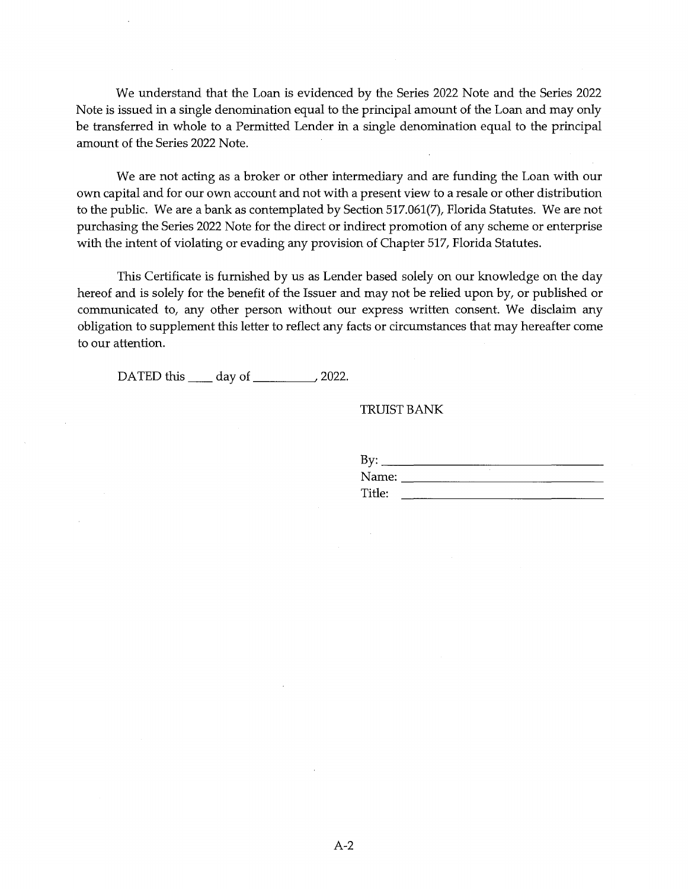We understand that the Loan is evidenced by the Series 2022 Note and the Series 2022 Note is issued in a single denomination equal to the principal amount of the Loan and may only be transferred in whole to a Permitted Lender in a single denomination equal to the principal amount of the Series 2022 Note.

We are not acting as a broker or other intermediary and are funding the Loan with our own capital and for our own account and not with a present view to a resale or other distribution to the public. We are a bank as contemplated by Section 517.061(7), Florida Statutes. We are not purchasing the Series 2022 Note for the direct or indirect promotion of any scheme or enterprise with the intent of violating or evading any provision of Chapter 517, Florida Statutes.

This Certificate is furnished by us as Lender based solely on our knowledge on the day hereof and is solely for the benefit of the Issuer and may not be relied upon by, or published or communicated to, any other person without our express written consent. We disclaim any obligation to supplement this letter to reflect any facts or circumstances that may hereafter come to our attention.

DATED this ____ day of __________, 2022.

TRUIST BANK

By: ________________________________

Name: ______________________________

Title: _______________________________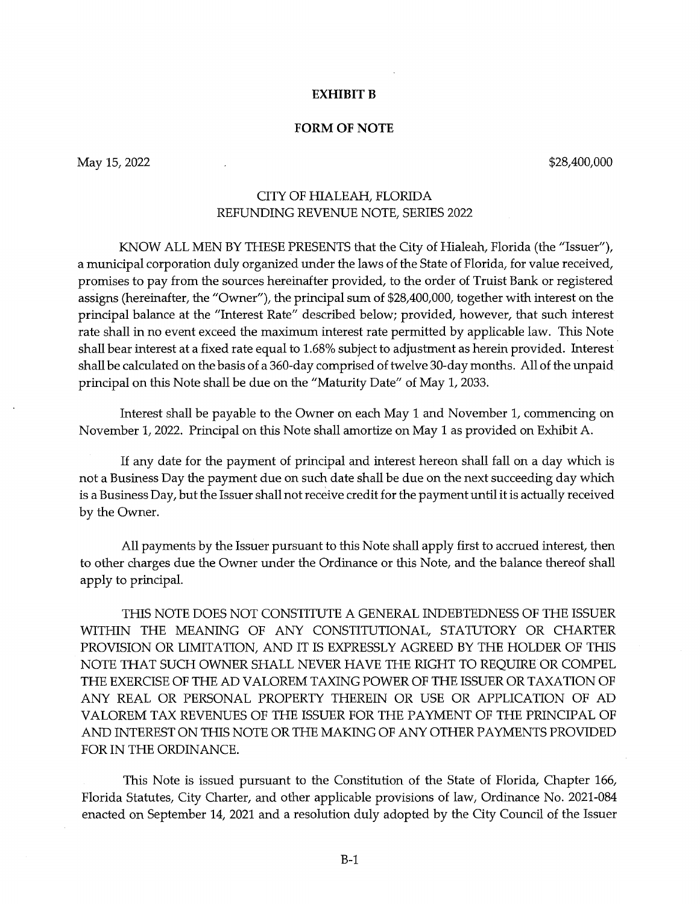# EXHIBIT B

## FORM OF NOTE

May 15, 2022 $28,400,000

### CITY OF HIALEAH, FLORIDA
### REFUNDING REVENUE NOTE, SERIES 2022

KNOW ALL MEN BY THESE PRESENTS that the City of Hialeah, Florida (the "Issuer"), a municipal corporation duly organized under the laws of the State of Florida, for value received, promises to pay from the sources hereinafter provided, to the order of Truist Bank or registered assigns (hereinafter, the "Owner"), the principal sum of $28,400,000, together with interest on the principal balance at the "Interest Rate" described below; provided, however, that such interest rate shall in no event exceed the maximum interest rate permitted by applicable law. This Note shall bear interest at a fixed rate equal to 1.68% subject to adjustment as herein provided. Interest shall be calculated on the basis of a 360-day comprised of twelve 30-day months. All of the unpaid principal on this Note shall be due on the "Maturity Date" of May 1, 2033.

Interest shall be payable to the Owner on each May 1 and November 1, commencing on November 1, 2022. Principal on this Note shall amortize on May 1 as provided on Exhibit A.

If any date for the payment of principal and interest hereon shall fall on a day which is not a Business Day the payment due on such date shall be due on the next succeeding day which is a Business Day, but the Issuer shall not receive credit for the payment until it is actually received by the Owner.

All payments by the Issuer pursuant to this Note shall apply first to accrued interest, then to other charges due the Owner under the Ordinance or this Note, and the balance thereof shall apply to principal.

THIS NOTE DOES NOT CONSTITUTE A GENERAL INDEBTEDNESS OF THE ISSUER WITHIN THE MEANING OF ANY CONSTITUTIONAL, STATUTORY OR CHARTER PROVISION OR LIMITATION, AND IT IS EXPRESSLY AGREED BY THE HOLDER OF THIS NOTE THAT SUCH OWNER SHALL NEVER HAVE THE RIGHT TO REQUIRE OR COMPEL THE EXERCISE OF THE AD VALOREM TAXING POWER OF THE ISSUER OR TAXATION OF ANY REAL OR PERSONAL PROPERTY THEREIN OR USE OR APPLICATION OF AD VALOREM TAX REVENUES OF THE ISSUER FOR THE PAYMENT OF THE PRINCIPAL OF AND INTEREST ON THIS NOTE OR THE MAKING OF ANY OTHER PAYMENTS PROVIDED FOR IN THE ORDINANCE.

This Note is issued pursuant to the Constitution of the State of Florida, Chapter 166, Florida Statutes, City Charter, and other applicable provisions of law, Ordinance No. 2021-084 enacted on September 14, 2021 and a resolution duly adopted by the City Council of the Issuer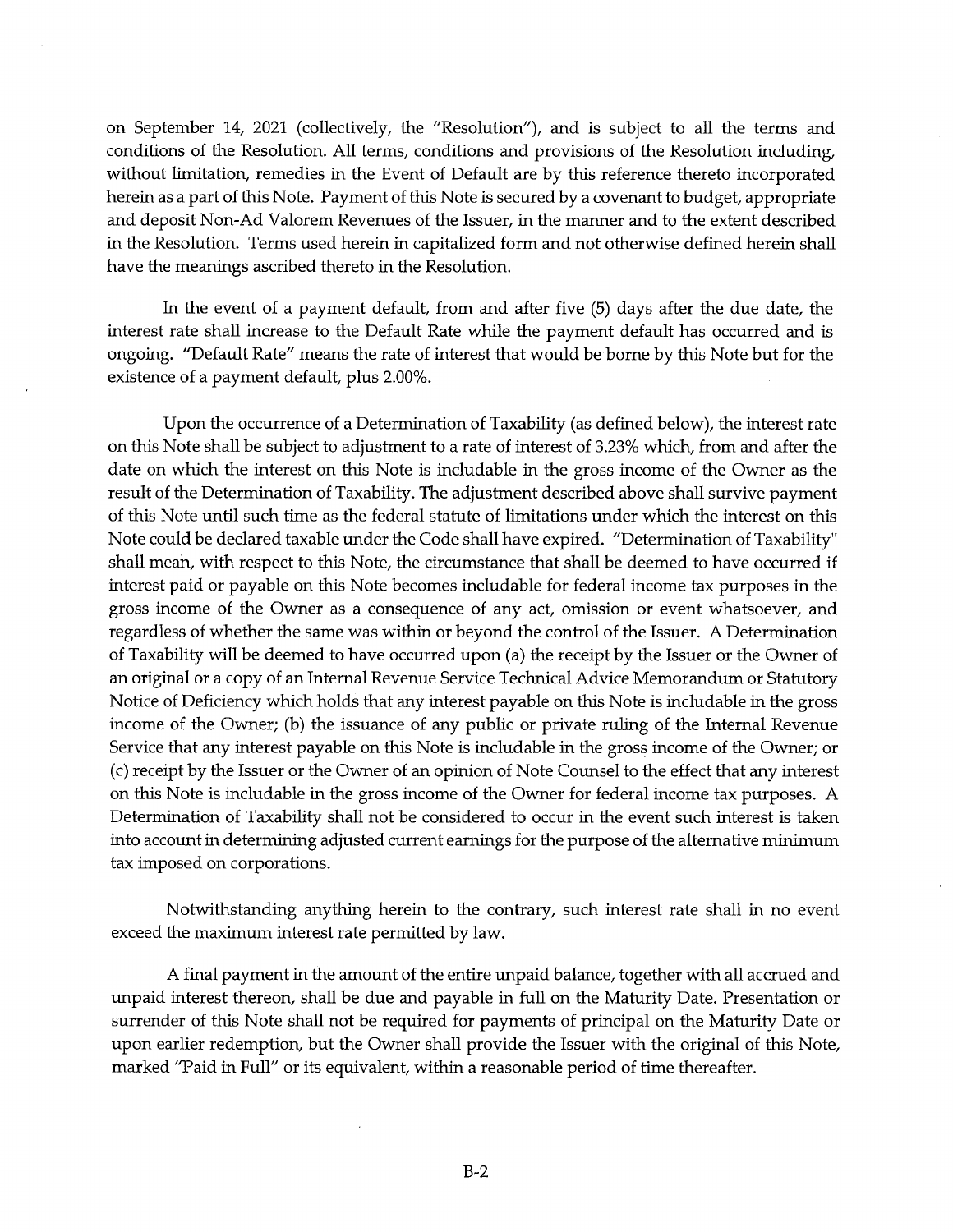on September 14, 2021 (collectively, the "Resolution"), and is subject to all the terms and conditions of the Resolution. All terms, conditions and provisions of the Resolution including, without limitation, remedies in the Event of Default are by this reference thereto incorporated herein as a part of this Note. Payment of this Note is secured by a covenant to budget, appropriate and deposit Non-Ad Valorem Revenues of the Issuer, in the manner and to the extent described in the Resolution. Terms used herein in capitalized form and not otherwise defined herein shall have the meanings ascribed thereto in the Resolution.

In the event of a payment default, from and after five (5) days after the due date, the interest rate shall increase to the Default Rate while the payment default has occurred and is ongoing. "Default Rate" means the rate of interest that would be borne by this Note but for the existence of a payment default, plus 2.00%.

Upon the occurrence of a Determination of Taxability (as defined below), the interest rate on this Note shall be subject to adjustment to a rate of interest of 3.23% which, from and after the date on which the interest on this Note is includable in the gross income of the Owner as the result of the Determination of Taxability. The adjustment described above shall survive payment of this Note until such time as the federal statute of limitations under which the interest on this Note could be declared taxable under the Code shall have expired. "Determination of Taxability" shall mean, with respect to this Note, the circumstance that shall be deemed to have occurred if interest paid or payable on this Note becomes includable for federal income tax purposes in the gross income of the Owner as a consequence of any act, omission or event whatsoever, and regardless of whether the same was within or beyond the control of the Issuer. A Determination of Taxability will be deemed to have occurred upon (a) the receipt by the Issuer or the Owner of an original or a copy of an Internal Revenue Service Technical Advice Memorandum or Statutory Notice of Deficiency which holds that any interest payable on this Note is includable in the gross income of the Owner; (b) the issuance of any public or private ruling of the Internal Revenue Service that any interest payable on this Note is includable in the gross income of the Owner; or (c) receipt by the Issuer or the Owner of an opinion of Note Counsel to the effect that any interest on this Note is includable in the gross income of the Owner for federal income tax purposes. A Determination of Taxability shall not be considered to occur in the event such interest is taken into account in determining adjusted current earnings for the purpose of the alternative minimum tax imposed on corporations.

Notwithstanding anything herein to the contrary, such interest rate shall in no event exceed the maximum interest rate permitted by law.

A final payment in the amount of the entire unpaid balance, together with all accrued and unpaid interest thereon, shall be due and payable in full on the Maturity Date. Presentation or surrender of this Note shall not be required for payments of principal on the Maturity Date or upon earlier redemption, but the Owner shall provide the Issuer with the original of this Note, marked "Paid in Full" or its equivalent, within a reasonable period of time thereafter.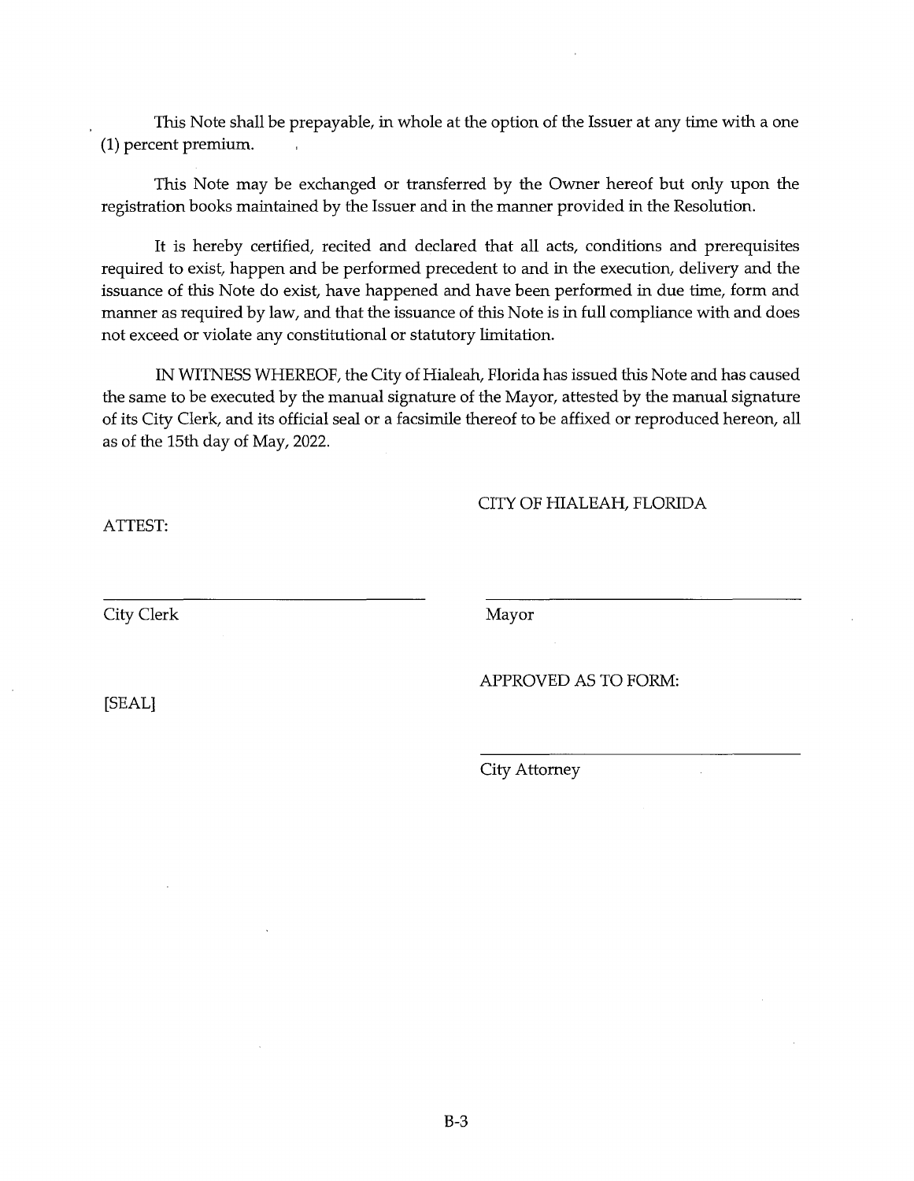This Note shall be prepayable, in whole at the option of the Issuer at any time with a one (1) percent premium.

This Note may be exchanged or transferred by the Owner hereof but only upon the registration books maintained by the Issuer and in the manner provided in the Resolution.

It is hereby certified, recited and declared that all acts, conditions and prerequisites required to exist, happen and be performed precedent to and in the execution, delivery and the issuance of this Note do exist, have happened and have been performed in due time, form and manner as required by law, and that the issuance of this Note is in full compliance with and does not exceed or violate any constitutional or statutory limitation.

IN WITNESS WHEREOF, the City of Hialeah, Florida has issued this Note and has caused the same to be executed by the manual signature of the Mayor, attested by the manual signature of its City Clerk, and its official seal or a facsimile thereof to be affixed or reproduced hereon, all as of the 15th day of May, 2022.

CITY OF HIALEAH, FLORIDA

ATTEST:

\_\_\_\_\_\_\_\_\_\_\_\_\_\_\_\_\_\_\_\_\_\_\_\_\_\_\_\_\_\_
City Clerk

\_\_\_\_\_\_\_\_\_\_\_\_\_\_\_\_\_\_\_\_\_\_\_\_\_\_\_\_\_\_
Mayor

[SEAL]

APPROVED AS TO FORM:

\_\_\_\_\_\_\_\_\_\_\_\_\_\_\_\_\_\_\_\_\_\_\_\_\_\_\_\_\_\_
City Attorney